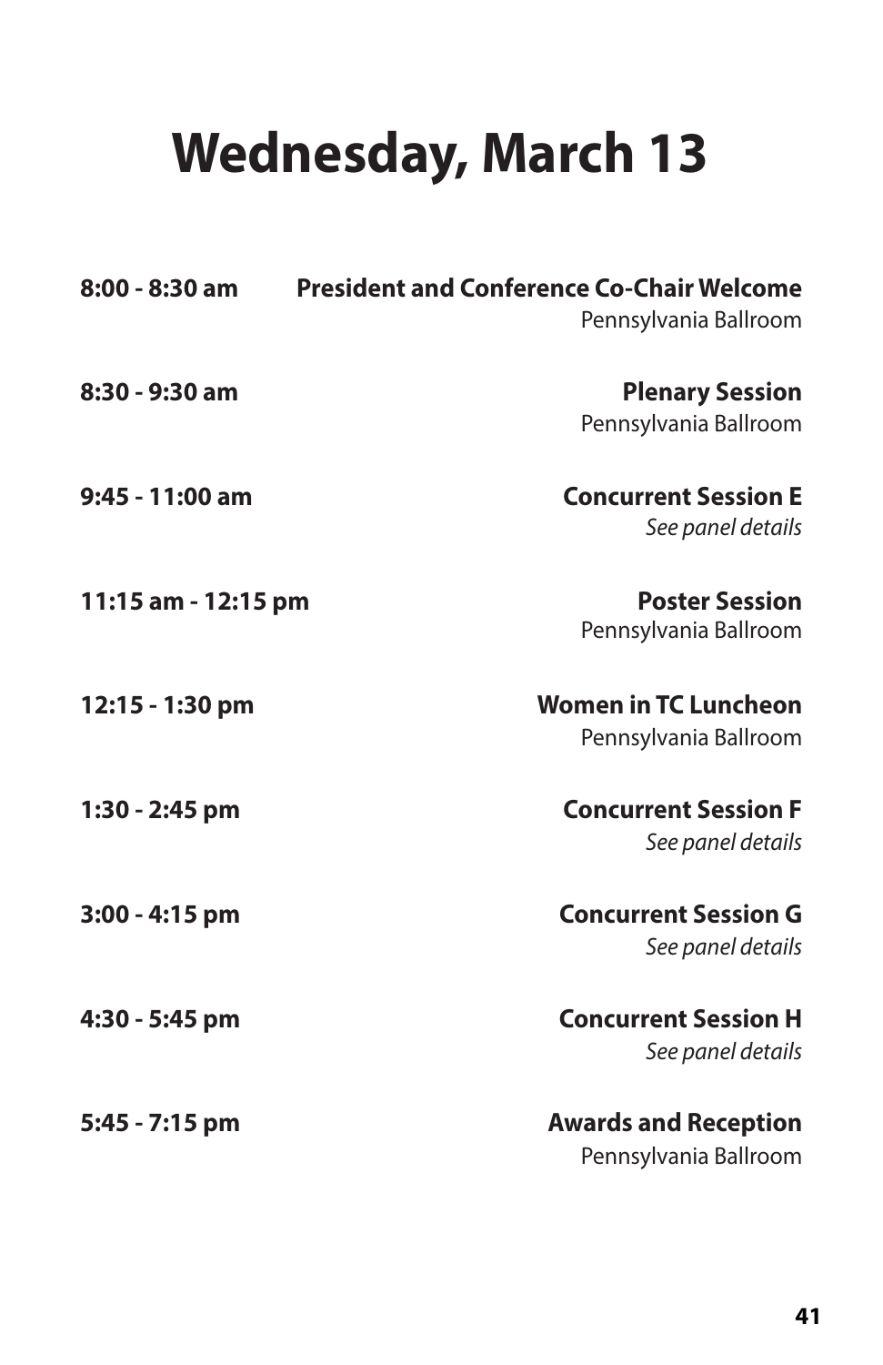# Wednesday, March 13

**8:00 - 8:30 am** **President and Conference Co-Chair Welcome**
Pennsylvania Ballroom

**8:30 - 9:30 am** **Plenary Session**
Pennsylvania Ballroom

**9:45 - 11:00 am** **Concurrent Session E**
*See panel details*

**11:15 am - 12:15 pm** **Poster Session**
Pennsylvania Ballroom

**12:15 - 1:30 pm** **Women in TC Luncheon**
Pennsylvania Ballroom

**1:30 - 2:45 pm** **Concurrent Session F**
*See panel details*

**3:00 - 4:15 pm** **Concurrent Session G**
*See panel details*

**4:30 - 5:45 pm** **Concurrent Session H**
*See panel details*

**5:45 - 7:15 pm** **Awards and Reception**
Pennsylvania Ballroom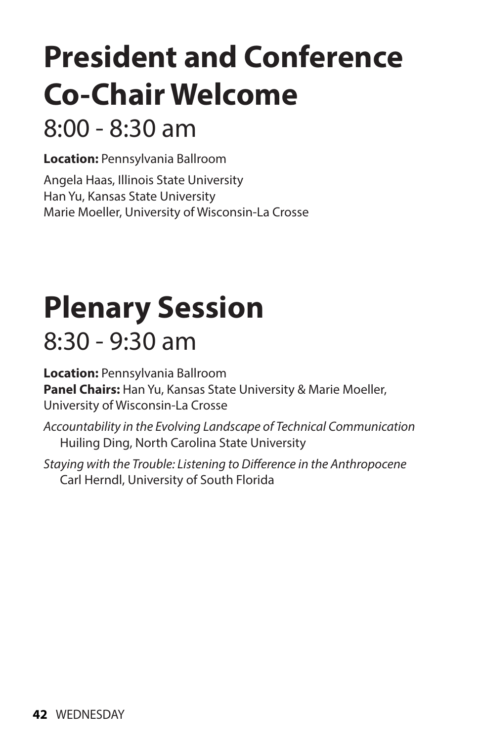# President and Conference Co-Chair Welcome

## 8:00 - 8:30 am

**Location:** Pennsylvania Ballroom

Angela Haas, Illinois State University
Han Yu, Kansas State University
Marie Moeller, University of Wisconsin-La Crosse

# Plenary Session

## 8:30 - 9:30 am

**Location:** Pennsylvania Ballroom
**Panel Chairs:** Han Yu, Kansas State University & Marie Moeller, University of Wisconsin-La Crosse

*Accountability in the Evolving Landscape of Technical Communication*
Huiling Ding, North Carolina State University

*Staying with the Trouble: Listening to Difference in the Anthropocene*
Carl Herndl, University of South Florida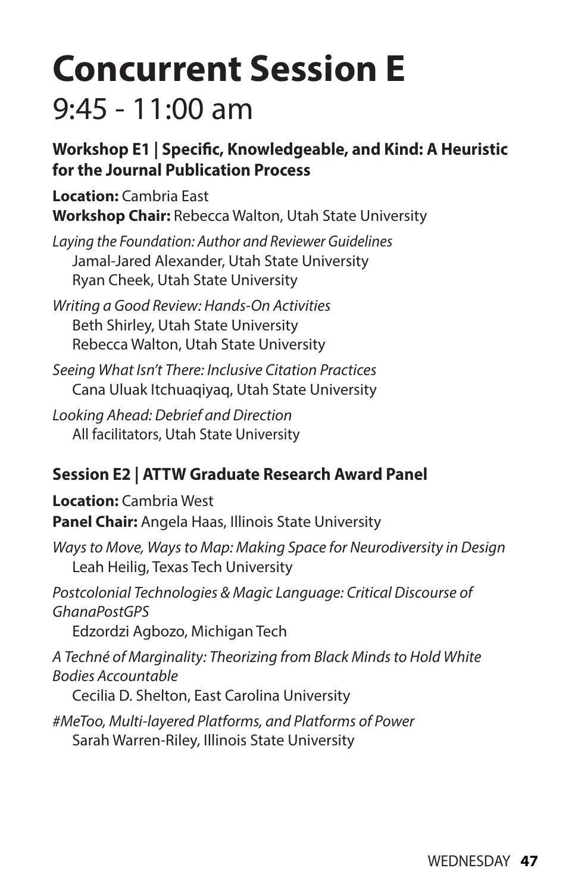# Concurrent Session E

## 9:45 - 11:00 am

### Workshop E1 | Specific, Knowledgeable, and Kind: A Heuristic for the Journal Publication Process

**Location:** Cambria East
**Workshop Chair:** Rebecca Walton, Utah State University

*Laying the Foundation: Author and Reviewer Guidelines*
Jamal-Jared Alexander, Utah State University
Ryan Cheek, Utah State University

*Writing a Good Review: Hands-On Activities*
Beth Shirley, Utah State University
Rebecca Walton, Utah State University

*Seeing What Isn't There: Inclusive Citation Practices*
Cana Uluak Itchuaqiyaq, Utah State University

*Looking Ahead: Debrief and Direction*
All facilitators, Utah State University

### Session E2 | ATTW Graduate Research Award Panel

**Location:** Cambria West
**Panel Chair:** Angela Haas, Illinois State University

*Ways to Move, Ways to Map: Making Space for Neurodiversity in Design*
Leah Heilig, Texas Tech University

*Postcolonial Technologies & Magic Language: Critical Discourse of GhanaPostGPS*
Edzordzi Agbozo, Michigan Tech

*A Techné of Marginality: Theorizing from Black Minds to Hold White Bodies Accountable*
Cecilia D. Shelton, East Carolina University

*#MeToo, Multi-layered Platforms, and Platforms of Power*
Sarah Warren-Riley, Illinois State University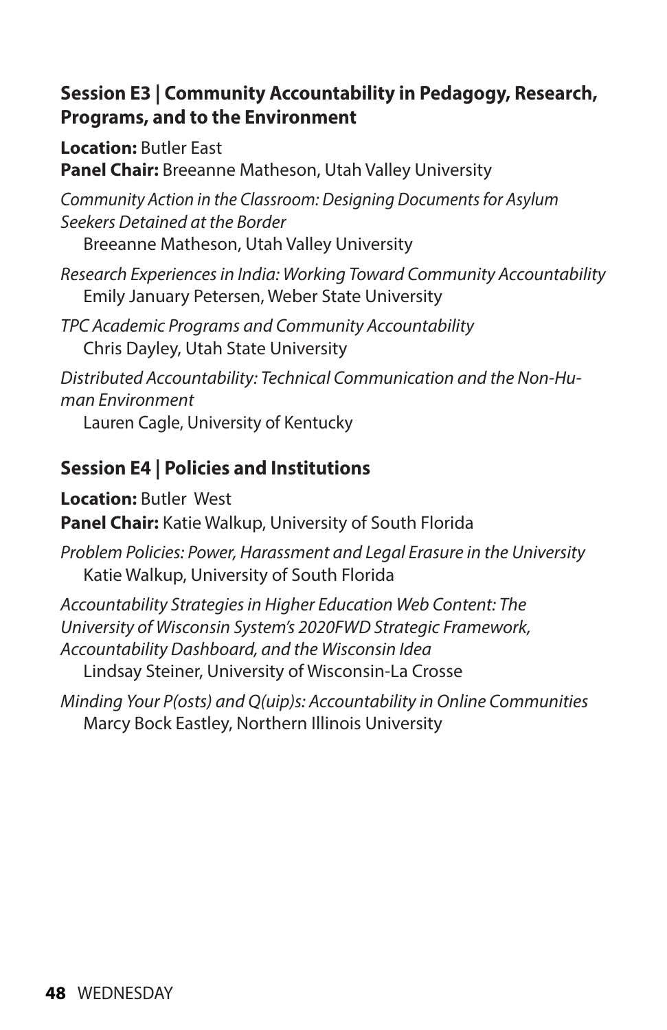## Session E3 | Community Accountability in Pedagogy, Research, Programs, and to the Environment

**Location:** Butler East
**Panel Chair:** Breeanne Matheson, Utah Valley University

*Community Action in the Classroom: Designing Documents for Asylum Seekers Detained at the Border*
Breeanne Matheson, Utah Valley University

*Research Experiences in India: Working Toward Community Accountability*
Emily January Petersen, Weber State University

*TPC Academic Programs and Community Accountability*
Chris Dayley, Utah State University

*Distributed Accountability: Technical Communication and the Non-Human Environment*
Lauren Cagle, University of Kentucky

## Session E4 | Policies and Institutions

**Location:** Butler West
**Panel Chair:** Katie Walkup, University of South Florida

*Problem Policies: Power, Harassment and Legal Erasure in the University*
Katie Walkup, University of South Florida

*Accountability Strategies in Higher Education Web Content: The University of Wisconsin System's 2020FWD Strategic Framework, Accountability Dashboard, and the Wisconsin Idea*
Lindsay Steiner, University of Wisconsin-La Crosse

*Minding Your P(osts) and Q(uip)s: Accountability in Online Communities*
Marcy Bock Eastley, Northern Illinois University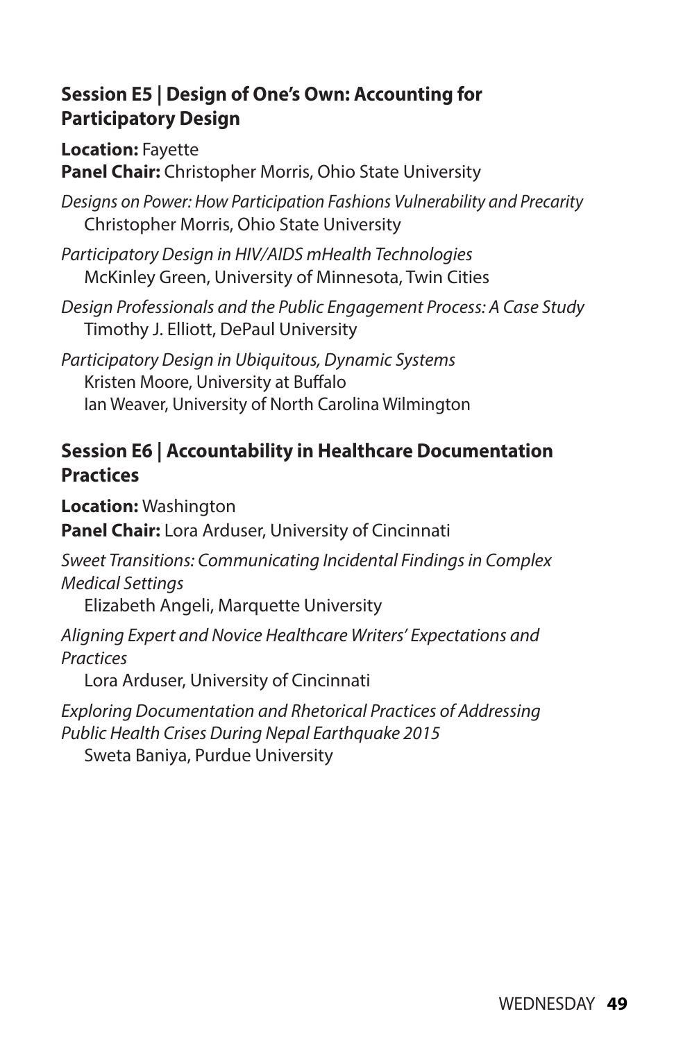### Session E5 | Design of One's Own: Accounting for Participatory Design

**Location:** Fayette
**Panel Chair:** Christopher Morris, Ohio State University

*Designs on Power: How Participation Fashions Vulnerability and Precarity*
Christopher Morris, Ohio State University

*Participatory Design in HIV/AIDS mHealth Technologies*
McKinley Green, University of Minnesota, Twin Cities

*Design Professionals and the Public Engagement Process: A Case Study*
Timothy J. Elliott, DePaul University

*Participatory Design in Ubiquitous, Dynamic Systems*
Kristen Moore, University at Buffalo
Ian Weaver, University of North Carolina Wilmington

### Session E6 | Accountability in Healthcare Documentation Practices

**Location:** Washington
**Panel Chair:** Lora Arduser, University of Cincinnati

*Sweet Transitions: Communicating Incidental Findings in Complex Medical Settings*
Elizabeth Angeli, Marquette University

*Aligning Expert and Novice Healthcare Writers' Expectations and Practices*
Lora Arduser, University of Cincinnati

*Exploring Documentation and Rhetorical Practices of Addressing Public Health Crises During Nepal Earthquake 2015*
Sweta Baniya, Purdue University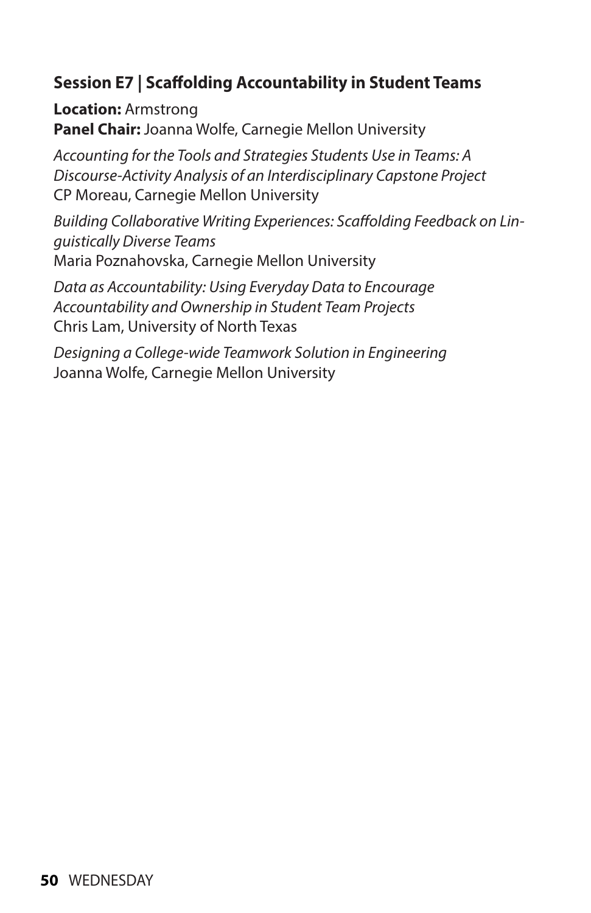### Session E7 | Scaffolding Accountability in Student Teams

**Location:** Armstrong
**Panel Chair:** Joanna Wolfe, Carnegie Mellon University

*Accounting for the Tools and Strategies Students Use in Teams: A Discourse-Activity Analysis of an Interdisciplinary Capstone Project*
CP Moreau, Carnegie Mellon University

*Building Collaborative Writing Experiences: Scaffolding Feedback on Linguistically Diverse Teams*
Maria Poznahovska, Carnegie Mellon University

*Data as Accountability: Using Everyday Data to Encourage Accountability and Ownership in Student Team Projects*
Chris Lam, University of North Texas

*Designing a College-wide Teamwork Solution in Engineering*
Joanna Wolfe, Carnegie Mellon University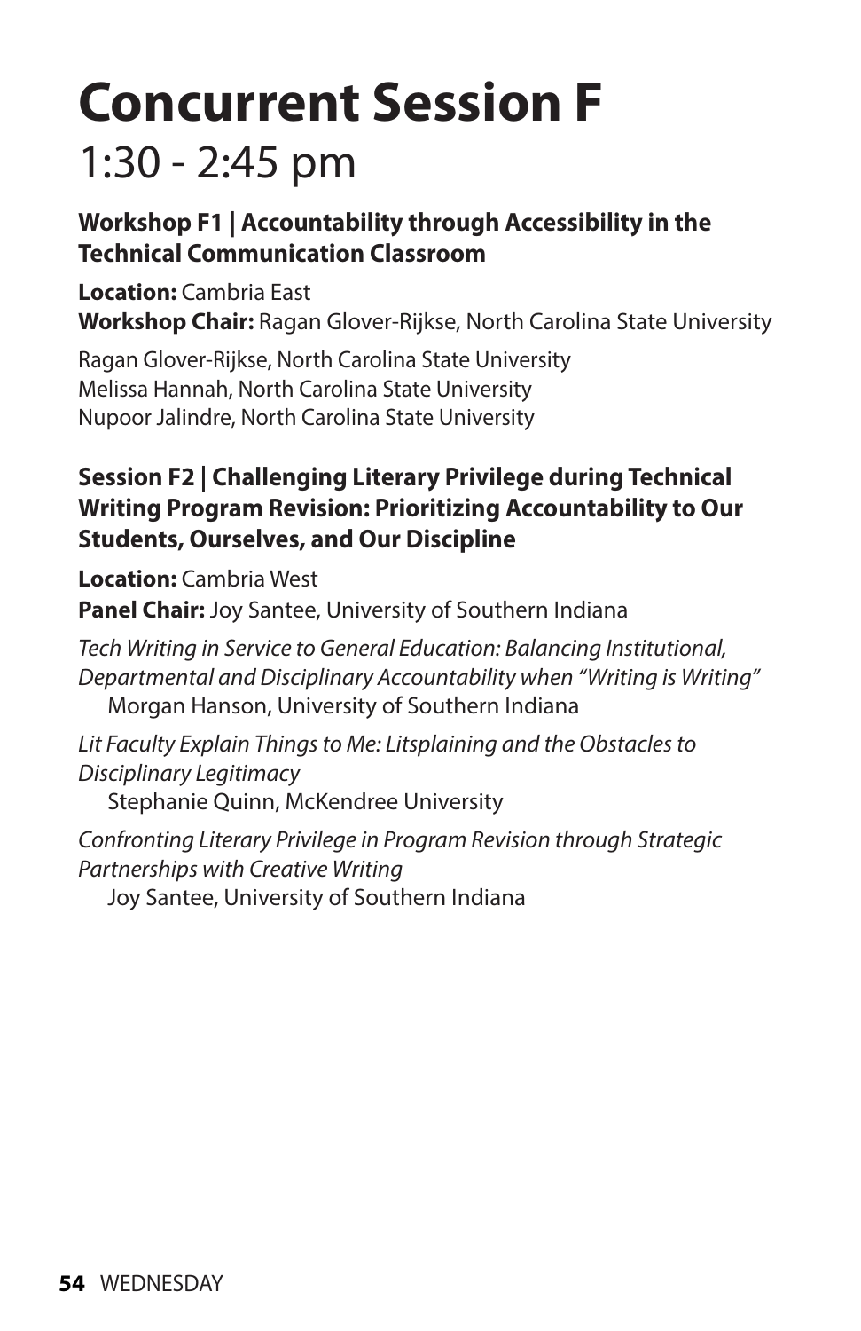# Concurrent Session F

## 1:30 - 2:45 pm

### Workshop F1 | Accountability through Accessibility in the Technical Communication Classroom

**Location:** Cambria East
**Workshop Chair:** Ragan Glover-Rijkse, North Carolina State University

Ragan Glover-Rijkse, North Carolina State University
Melissa Hannah, North Carolina State University
Nupoor Jalindre, North Carolina State University

### Session F2 | Challenging Literary Privilege during Technical Writing Program Revision: Prioritizing Accountability to Our Students, Ourselves, and Our Discipline

**Location:** Cambria West
**Panel Chair:** Joy Santee, University of Southern Indiana

*Tech Writing in Service to General Education: Balancing Institutional, Departmental and Disciplinary Accountability when "Writing is Writing"*
Morgan Hanson, University of Southern Indiana

*Lit Faculty Explain Things to Me: Litsplaining and the Obstacles to Disciplinary Legitimacy*
Stephanie Quinn, McKendree University

*Confronting Literary Privilege in Program Revision through Strategic Partnerships with Creative Writing*
Joy Santee, University of Southern Indiana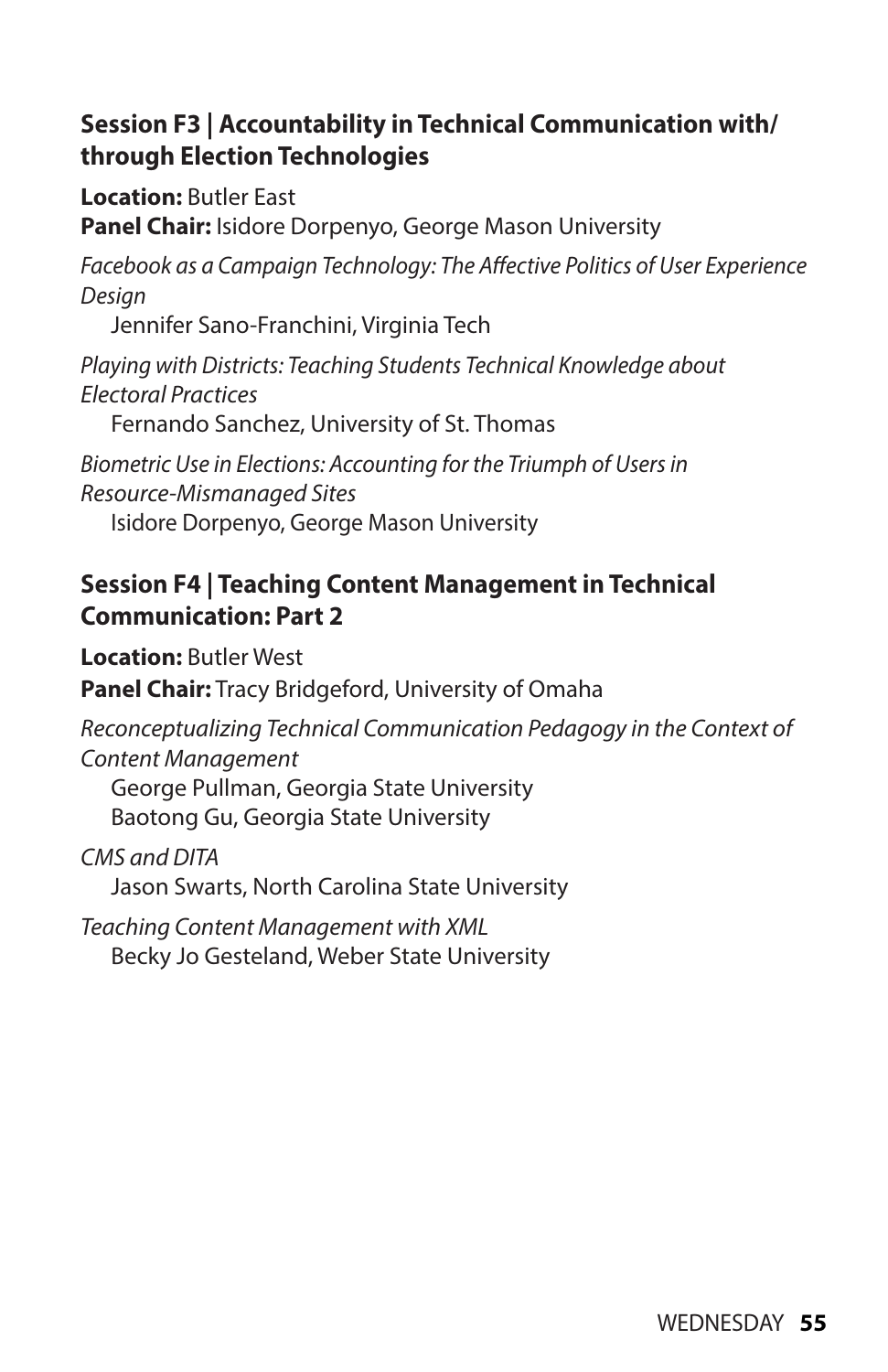### Session F3 | Accountability in Technical Communication with/through Election Technologies

**Location:** Butler East
**Panel Chair:** Isidore Dorpenyo, George Mason University

*Facebook as a Campaign Technology: The Affective Politics of User Experience Design*
Jennifer Sano-Franchini, Virginia Tech

*Playing with Districts: Teaching Students Technical Knowledge about Electoral Practices*
Fernando Sanchez, University of St. Thomas

*Biometric Use in Elections: Accounting for the Triumph of Users in Resource-Mismanaged Sites*
Isidore Dorpenyo, George Mason University

### Session F4 | Teaching Content Management in Technical Communication: Part 2

**Location:** Butler West
**Panel Chair:** Tracy Bridgeford, University of Omaha

*Reconceptualizing Technical Communication Pedagogy in the Context of Content Management*
George Pullman, Georgia State University
Baotong Gu, Georgia State University

*CMS and DITA*
Jason Swarts, North Carolina State University

*Teaching Content Management with XML*
Becky Jo Gesteland, Weber State University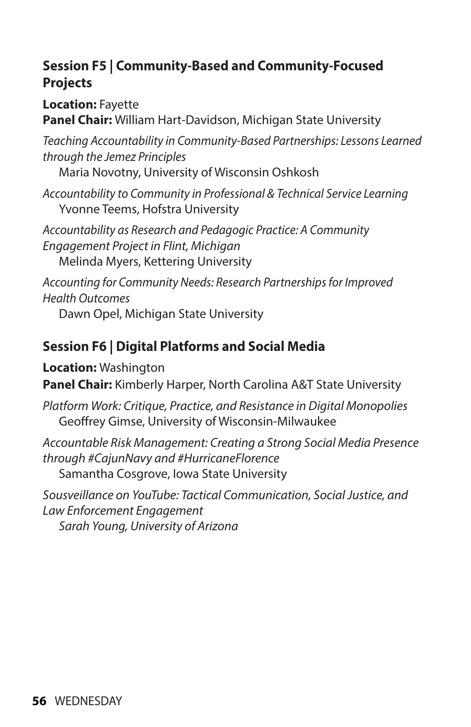## Session F5 | Community-Based and Community-Focused Projects

**Location:** Fayette
**Panel Chair:** William Hart-Davidson, Michigan State University

*Teaching Accountability in Community-Based Partnerships: Lessons Learned through the Jemez Principles*
Maria Novotny, University of Wisconsin Oshkosh

*Accountability to Community in Professional & Technical Service Learning*
Yvonne Teems, Hofstra University

*Accountability as Research and Pedagogic Practice: A Community Engagement Project in Flint, Michigan*
Melinda Myers, Kettering University

*Accounting for Community Needs: Research Partnerships for Improved Health Outcomes*
Dawn Opel, Michigan State University

## Session F6 | Digital Platforms and Social Media

**Location:** Washington
**Panel Chair:** Kimberly Harper, North Carolina A&T State University

*Platform Work: Critique, Practice, and Resistance in Digital Monopolies*
Geoffrey Gimse, University of Wisconsin-Milwaukee

*Accountable Risk Management: Creating a Strong Social Media Presence through #CajunNavy and #HurricaneFlorence*
Samantha Cosgrove, Iowa State University

*Sousveillance on YouTube: Tactical Communication, Social Justice, and Law Enforcement Engagement*
*Sarah Young, University of Arizona*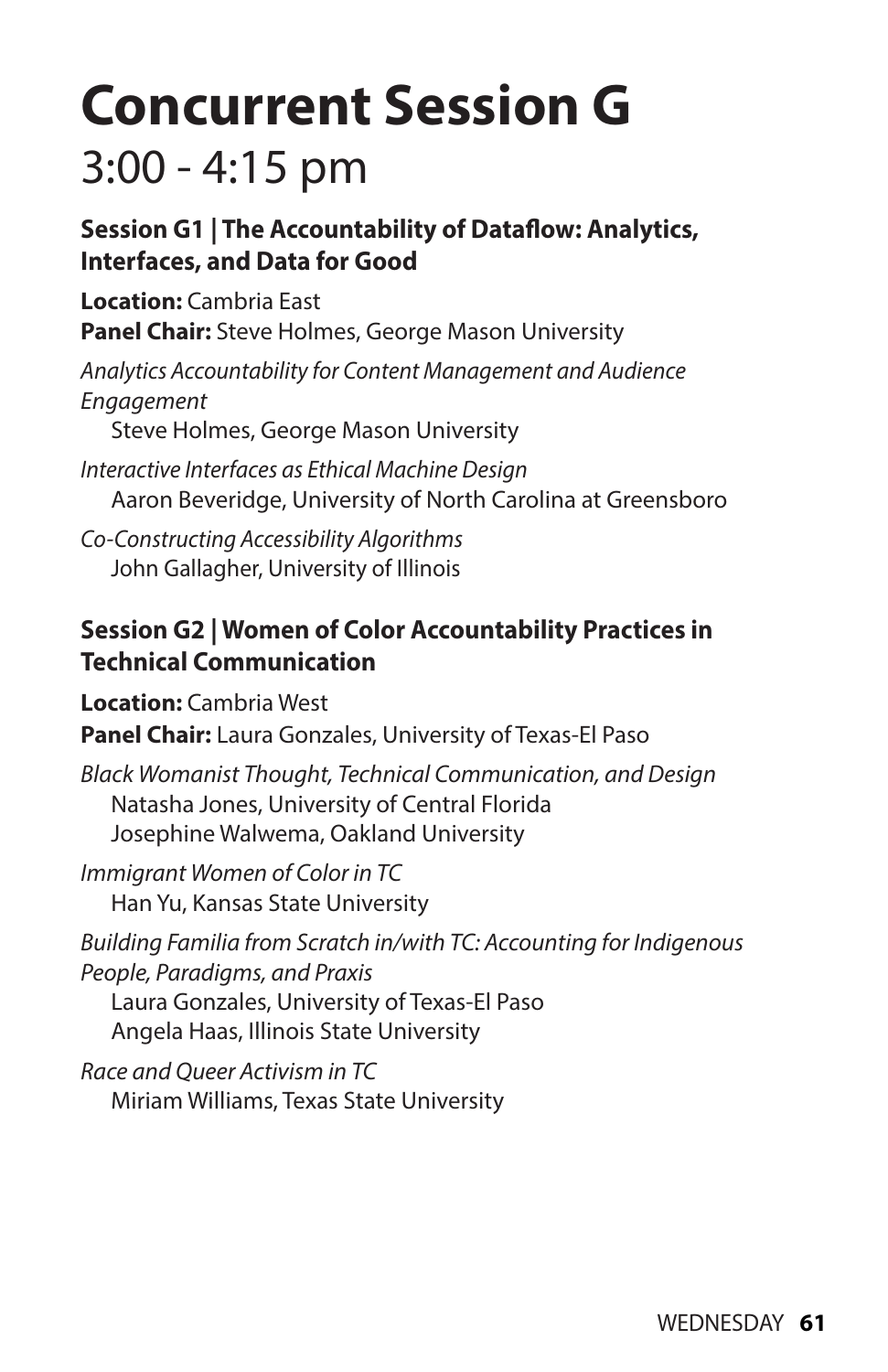# Concurrent Session G

## 3:00 - 4:15 pm

### Session G1 | The Accountability of Dataflow: Analytics, Interfaces, and Data for Good

**Location:** Cambria East
**Panel Chair:** Steve Holmes, George Mason University

*Analytics Accountability for Content Management and Audience Engagement*
Steve Holmes, George Mason University

*Interactive Interfaces as Ethical Machine Design*
Aaron Beveridge, University of North Carolina at Greensboro

*Co-Constructing Accessibility Algorithms*
John Gallagher, University of Illinois

### Session G2 | Women of Color Accountability Practices in Technical Communication

**Location:** Cambria West
**Panel Chair:** Laura Gonzales, University of Texas-El Paso

*Black Womanist Thought, Technical Communication, and Design*
Natasha Jones, University of Central Florida
Josephine Walwema, Oakland University

*Immigrant Women of Color in TC*
Han Yu, Kansas State University

*Building Familia from Scratch in/with TC: Accounting for Indigenous People, Paradigms, and Praxis*
Laura Gonzales, University of Texas-El Paso
Angela Haas, Illinois State University

*Race and Queer Activism in TC*
Miriam Williams, Texas State University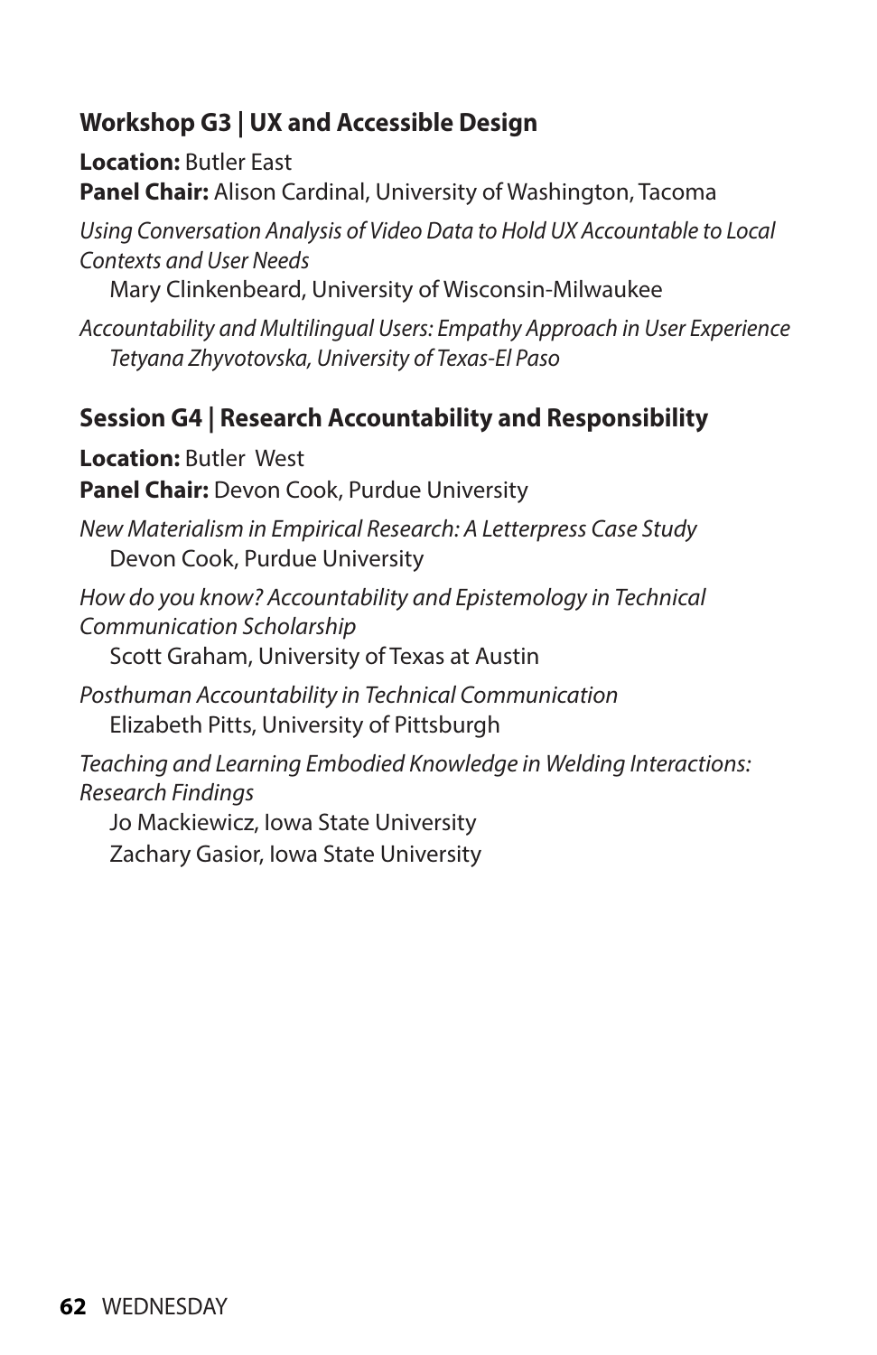### Workshop G3 | UX and Accessible Design

**Location:** Butler East
**Panel Chair:** Alison Cardinal, University of Washington, Tacoma

*Using Conversation Analysis of Video Data to Hold UX Accountable to Local Contexts and User Needs*
Mary Clinkenbeard, University of Wisconsin-Milwaukee

*Accountability and Multilingual Users: Empathy Approach in User Experience*
*Tetyana Zhyvotovska, University of Texas-El Paso*

### Session G4 | Research Accountability and Responsibility

**Location:** Butler West
**Panel Chair:** Devon Cook, Purdue University

*New Materialism in Empirical Research: A Letterpress Case Study*
Devon Cook, Purdue University

*How do you know? Accountability and Epistemology in Technical Communication Scholarship*
Scott Graham, University of Texas at Austin

*Posthuman Accountability in Technical Communication*
Elizabeth Pitts, University of Pittsburgh

*Teaching and Learning Embodied Knowledge in Welding Interactions: Research Findings*
Jo Mackiewicz, Iowa State University
Zachary Gasior, Iowa State University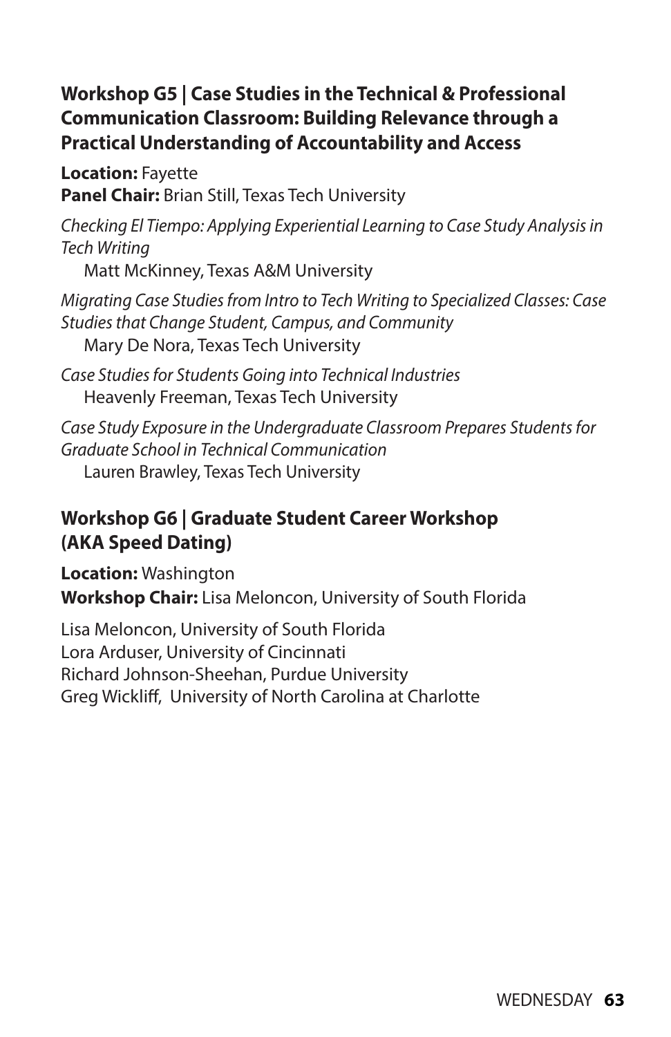### Workshop G5 | Case Studies in the Technical & Professional Communication Classroom: Building Relevance through a Practical Understanding of Accountability and Access

**Location:** Fayette
**Panel Chair:** Brian Still, Texas Tech University

*Checking El Tiempo: Applying Experiential Learning to Case Study Analysis in Tech Writing*
Matt McKinney, Texas A&M University

*Migrating Case Studies from Intro to Tech Writing to Specialized Classes: Case Studies that Change Student, Campus, and Community*
Mary De Nora, Texas Tech University

*Case Studies for Students Going into Technical Industries*
Heavenly Freeman, Texas Tech University

*Case Study Exposure in the Undergraduate Classroom Prepares Students for Graduate School in Technical Communication*
Lauren Brawley, Texas Tech University

### Workshop G6 | Graduate Student Career Workshop (AKA Speed Dating)

**Location:** Washington
**Workshop Chair:** Lisa Meloncon, University of South Florida

Lisa Meloncon, University of South Florida
Lora Arduser, University of Cincinnati
Richard Johnson-Sheehan, Purdue University
Greg Wickliff, University of North Carolina at Charlotte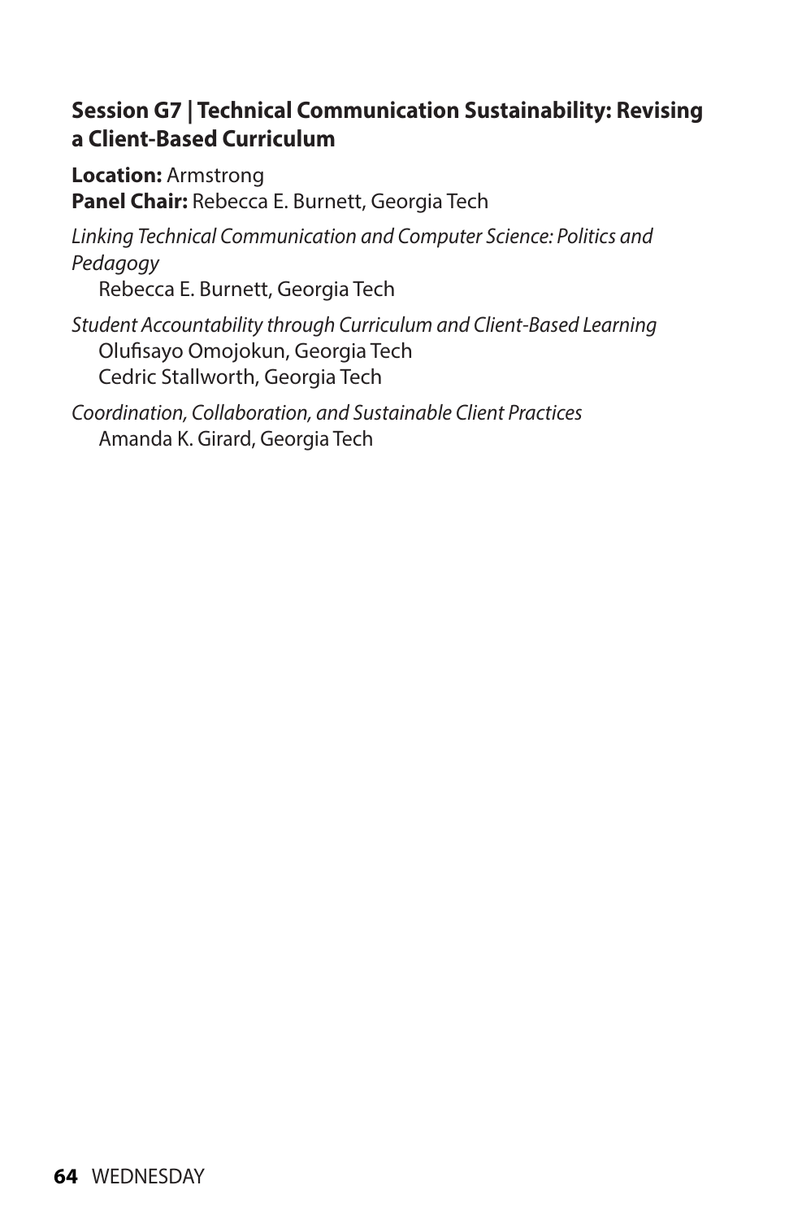### Session G7 | Technical Communication Sustainability: Revising a Client-Based Curriculum

**Location:** Armstrong
**Panel Chair:** Rebecca E. Burnett, Georgia Tech

*Linking Technical Communication and Computer Science: Politics and Pedagogy*
Rebecca E. Burnett, Georgia Tech

*Student Accountability through Curriculum and Client-Based Learning*
Olufisayo Omojokun, Georgia Tech
Cedric Stallworth, Georgia Tech

*Coordination, Collaboration, and Sustainable Client Practices*
Amanda K. Girard, Georgia Tech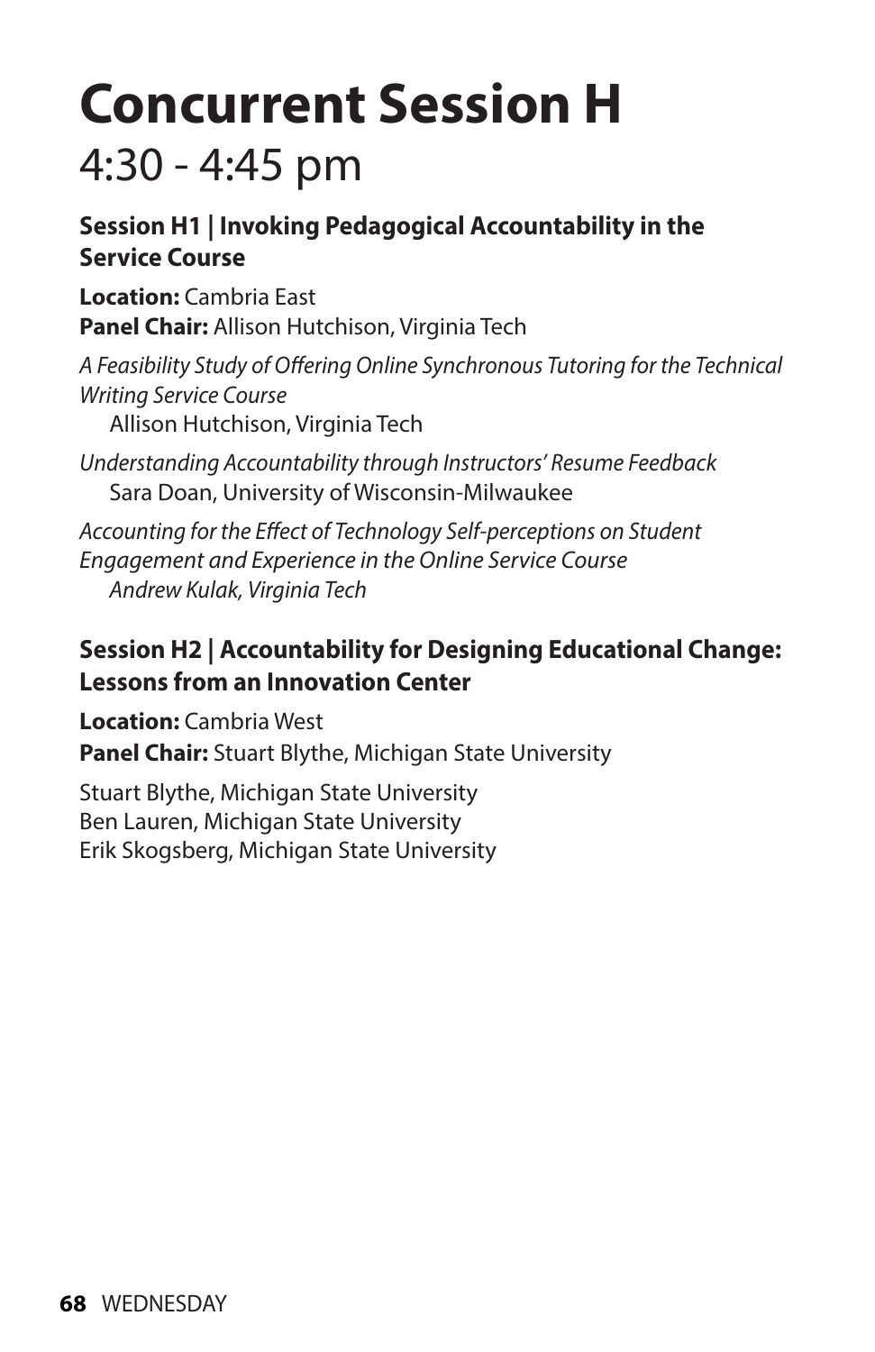# Concurrent Session H

## 4:30 - 4:45 pm

### Session H1 | Invoking Pedagogical Accountability in the Service Course

**Location:** Cambria East
**Panel Chair:** Allison Hutchison, Virginia Tech

*A Feasibility Study of Offering Online Synchronous Tutoring for the Technical Writing Service Course*
Allison Hutchison, Virginia Tech

*Understanding Accountability through Instructors' Resume Feedback*
Sara Doan, University of Wisconsin-Milwaukee

*Accounting for the Effect of Technology Self-perceptions on Student Engagement and Experience in the Online Service Course*
*Andrew Kulak, Virginia Tech*

### Session H2 | Accountability for Designing Educational Change: Lessons from an Innovation Center

**Location:** Cambria West
**Panel Chair:** Stuart Blythe, Michigan State University

Stuart Blythe, Michigan State University
Ben Lauren, Michigan State University
Erik Skogsberg, Michigan State University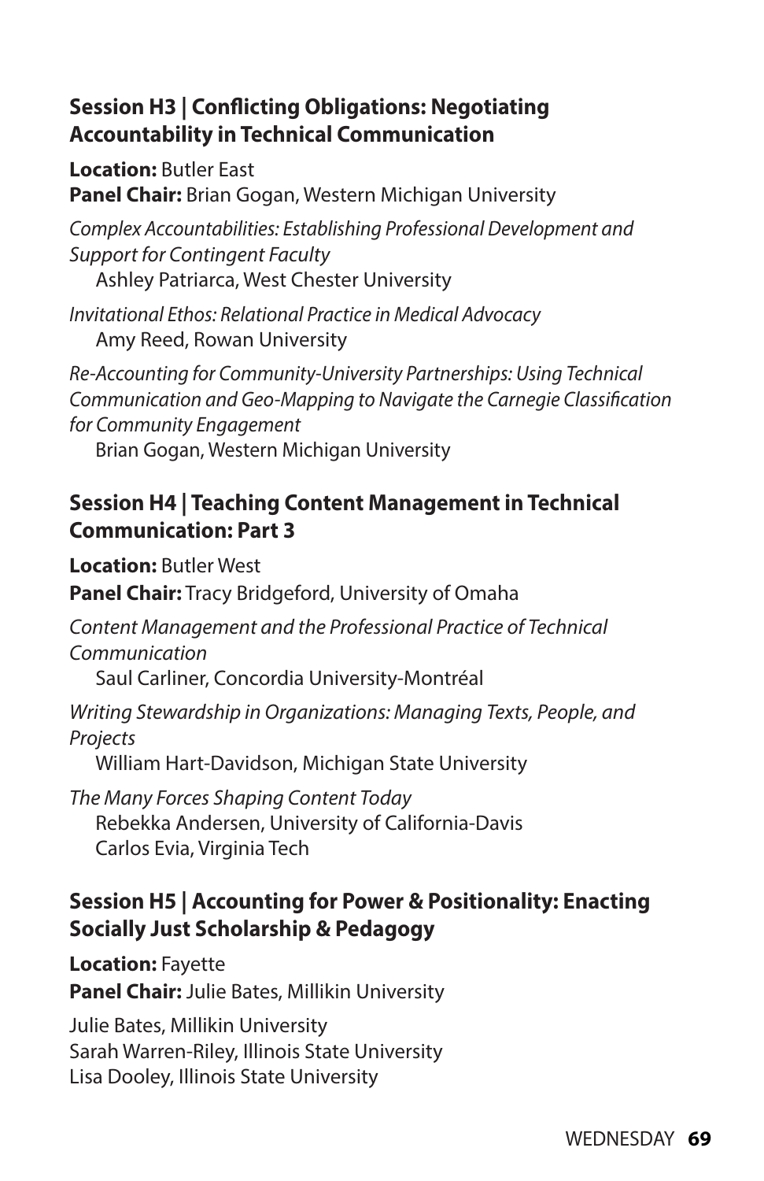### Session H3 | Conflicting Obligations: Negotiating Accountability in Technical Communication

**Location:** Butler East
**Panel Chair:** Brian Gogan, Western Michigan University

*Complex Accountabilities: Establishing Professional Development and Support for Contingent Faculty*
Ashley Patriarca, West Chester University

*Invitational Ethos: Relational Practice in Medical Advocacy*
Amy Reed, Rowan University

*Re-Accounting for Community-University Partnerships: Using Technical Communication and Geo-Mapping to Navigate the Carnegie Classification for Community Engagement*
Brian Gogan, Western Michigan University

### Session H4 | Teaching Content Management in Technical Communication: Part 3

**Location:** Butler West
**Panel Chair:** Tracy Bridgeford, University of Omaha

*Content Management and the Professional Practice of Technical Communication*
Saul Carliner, Concordia University-Montréal

*Writing Stewardship in Organizations: Managing Texts, People, and Projects*
William Hart-Davidson, Michigan State University

*The Many Forces Shaping Content Today*
Rebekka Andersen, University of California-Davis
Carlos Evia, Virginia Tech

### Session H5 | Accounting for Power & Positionality: Enacting Socially Just Scholarship & Pedagogy

**Location:** Fayette
**Panel Chair:** Julie Bates, Millikin University

Julie Bates, Millikin University
Sarah Warren-Riley, Illinois State University
Lisa Dooley, Illinois State University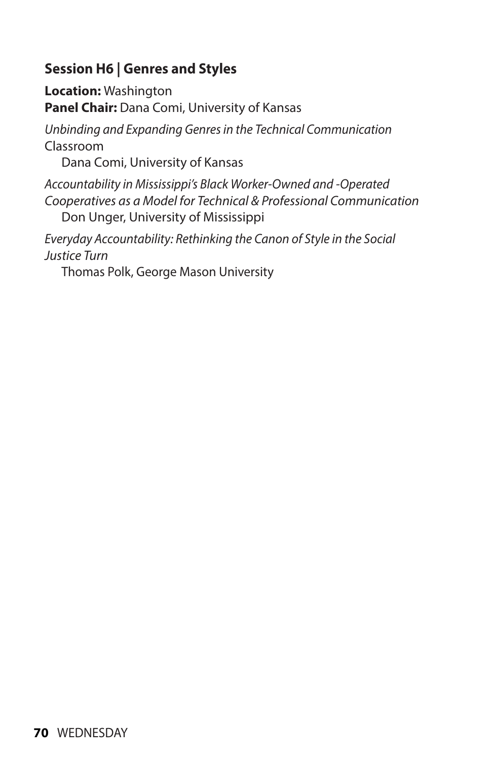### Session H6 | Genres and Styles

**Location:** Washington
**Panel Chair:** Dana Comi, University of Kansas

*Unbinding and Expanding Genres in the Technical Communication* Classroom
Dana Comi, University of Kansas

*Accountability in Mississippi's Black Worker-Owned and -Operated Cooperatives as a Model for Technical & Professional Communication*
Don Unger, University of Mississippi

*Everyday Accountability: Rethinking the Canon of Style in the Social Justice Turn*
Thomas Polk, George Mason University